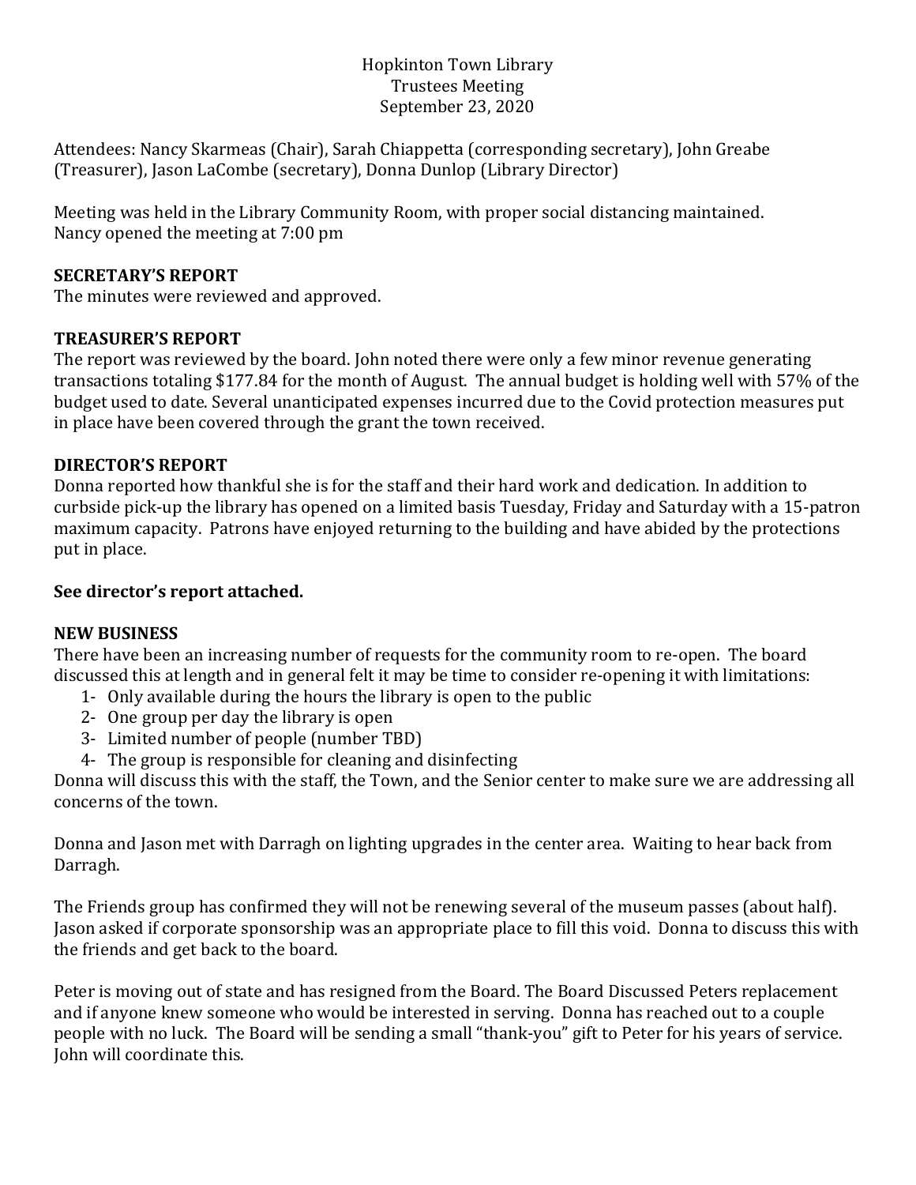Hopkinton Town Library
Trustees Meeting
September 23, 2020

Attendees: Nancy Skarmeas (Chair), Sarah Chiappetta (corresponding secretary), John Greabe (Treasurer), Jason LaCombe (secretary), Donna Dunlop (Library Director)

Meeting was held in the Library Community Room, with proper social distancing maintained.
Nancy opened the meeting at 7:00 pm

**SECRETARY'S REPORT**
The minutes were reviewed and approved.

**TREASURER'S REPORT**
The report was reviewed by the board. John noted there were only a few minor revenue generating transactions totaling $177.84 for the month of August. The annual budget is holding well with 57% of the budget used to date. Several unanticipated expenses incurred due to the Covid protection measures put in place have been covered through the grant the town received.

**DIRECTOR'S REPORT**
Donna reported how thankful she is for the staff and their hard work and dedication. In addition to curbside pick-up the library has opened on a limited basis Tuesday, Friday and Saturday with a 15-patron maximum capacity. Patrons have enjoyed returning to the building and have abided by the protections put in place.

**See director's report attached.**

**NEW BUSINESS**
There have been an increasing number of requests for the community room to re-open. The board discussed this at length and in general felt it may be time to consider re-opening it with limitations:

1- Only available during the hours the library is open to the public
2- One group per day the library is open
3- Limited number of people (number TBD)
4- The group is responsible for cleaning and disinfecting

Donna will discuss this with the staff, the Town, and the Senior center to make sure we are addressing all concerns of the town.

Donna and Jason met with Darragh on lighting upgrades in the center area. Waiting to hear back from Darragh.

The Friends group has confirmed they will not be renewing several of the museum passes (about half). Jason asked if corporate sponsorship was an appropriate place to fill this void. Donna to discuss this with the friends and get back to the board.

Peter is moving out of state and has resigned from the Board. The Board Discussed Peters replacement and if anyone knew someone who would be interested in serving. Donna has reached out to a couple people with no luck. The Board will be sending a small "thank-you" gift to Peter for his years of service. John will coordinate this.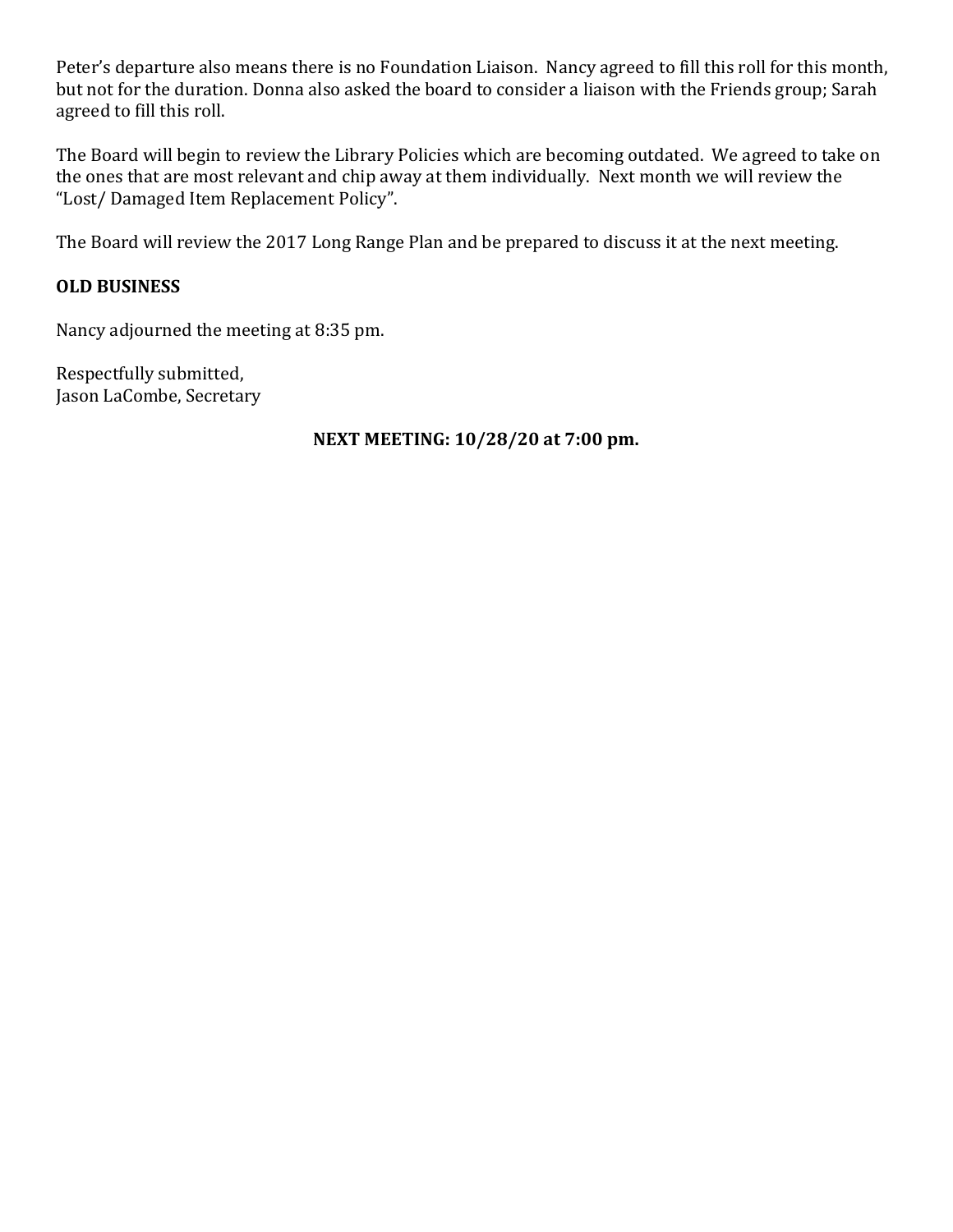Peter's departure also means there is no Foundation Liaison. Nancy agreed to fill this roll for this month, but not for the duration. Donna also asked the board to consider a liaison with the Friends group; Sarah agreed to fill this roll.

The Board will begin to review the Library Policies which are becoming outdated. We agreed to take on the ones that are most relevant and chip away at them individually. Next month we will review the "Lost/ Damaged Item Replacement Policy".

The Board will review the 2017 Long Range Plan and be prepared to discuss it at the next meeting.

**OLD BUSINESS**

Nancy adjourned the meeting at 8:35 pm.

Respectfully submitted,
Jason LaCombe, Secretary

**NEXT MEETING: 10/28/20 at 7:00 pm.**